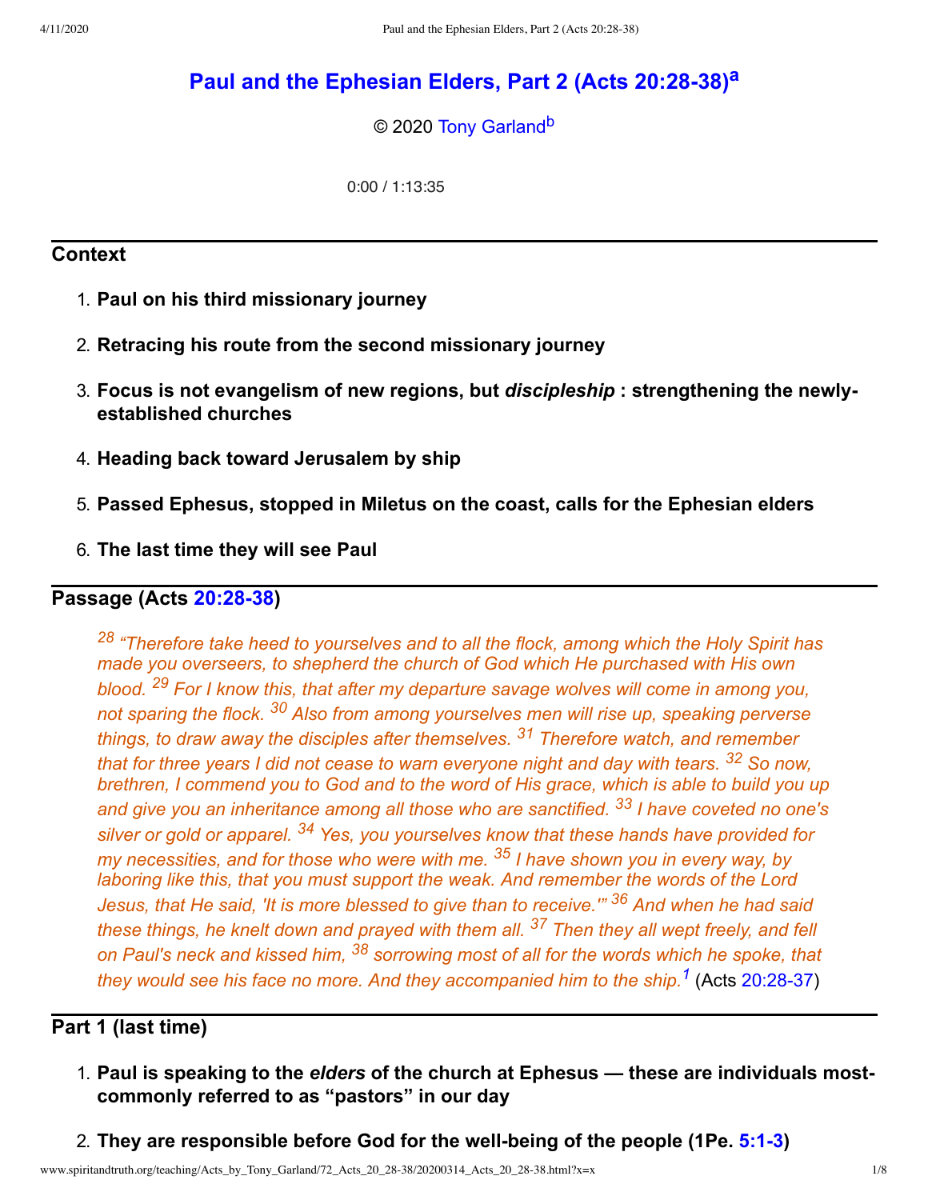# Paul and the Ephesian Elders, Part 2 (Acts 20:28-38)[a]

© 2020 Tony Garland[b]

0:00 / 1:13:35

## Context

1. **Paul on his third missionary journey**
2. **Retracing his route from the second missionary journey**
3. **Focus is not evangelism of new regions, but *discipleship* : strengthening the newly-established churches**
4. **Heading back toward Jerusalem by ship**
5. **Passed Ephesus, stopped in Miletus on the coast, calls for the Ephesian elders**
6. **The last time they will see Paul**

## Passage (Acts 20:28-38)

*[28] "Therefore take heed to yourselves and to all the flock, among which the Holy Spirit has made you overseers, to shepherd the church of God which He purchased with His own blood. [29] For I know this, that after my departure savage wolves will come in among you, not sparing the flock. [30] Also from among yourselves men will rise up, speaking perverse things, to draw away the disciples after themselves. [31] Therefore watch, and remember that for three years I did not cease to warn everyone night and day with tears. [32] So now, brethren, I commend you to God and to the word of His grace, which is able to build you up and give you an inheritance among all those who are sanctified. [33] I have coveted no one's silver or gold or apparel. [34] Yes, you yourselves know that these hands have provided for my necessities, and for those who were with me. [35] I have shown you in every way, by laboring like this, that you must support the weak. And remember the words of the Lord Jesus, that He said, 'It is more blessed to give than to receive.'" [36] And when he had said these things, he knelt down and prayed with them all. [37] Then they all wept freely, and fell on Paul's neck and kissed him, [38] sorrowing most of all for the words which he spoke, that they would see his face no more. And they accompanied him to the ship.*[1] (Acts 20:28-37)

## Part 1 (last time)

1. **Paul is speaking to the *elders* of the church at Ephesus — these are individuals most-commonly referred to as "pastors" in our day**
2. **They are responsible before God for the well-being of the people (1Pe. 5:1-3)**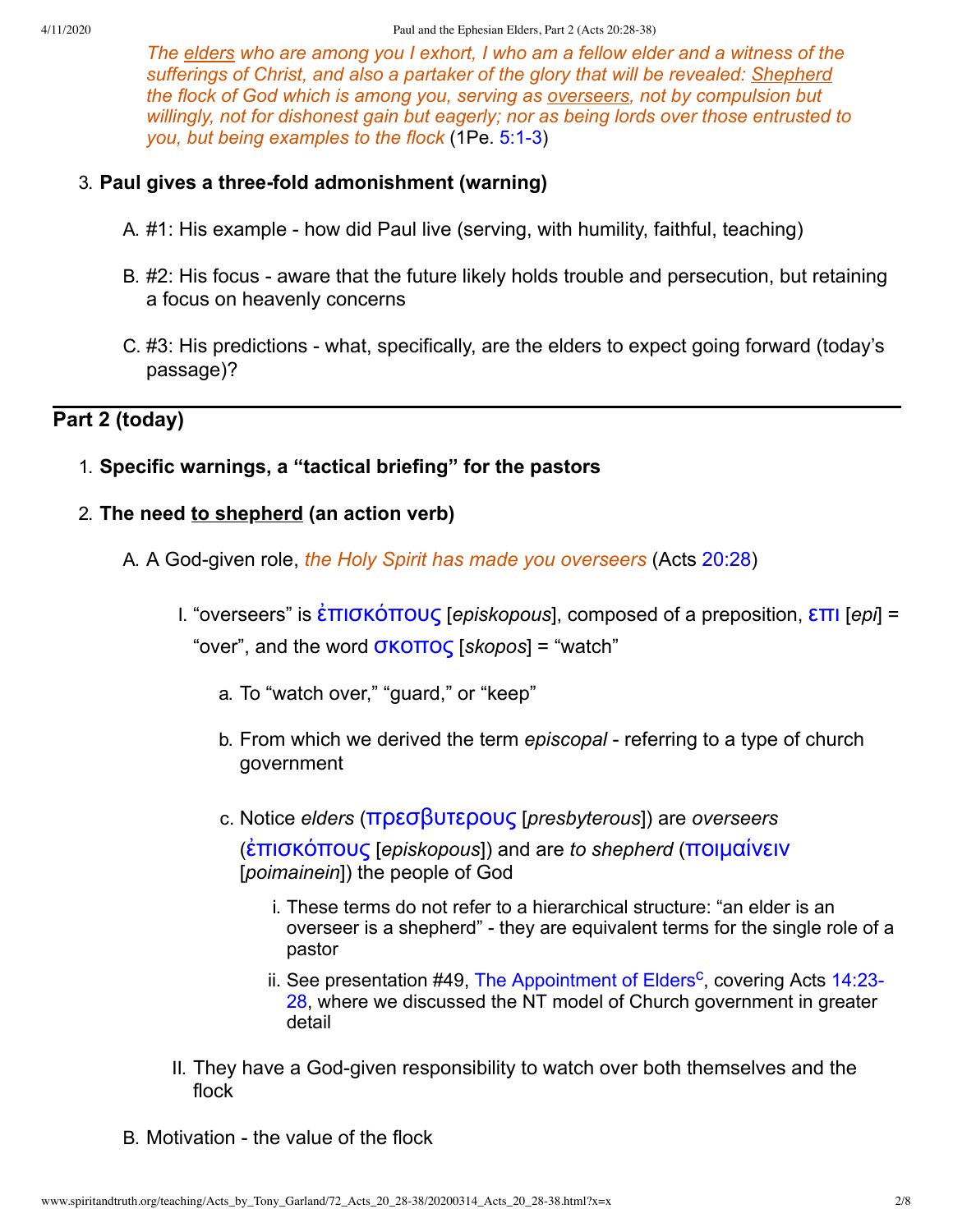*The <u>elders</u> who are among you I exhort, I who am a fellow elder and a witness of the sufferings of Christ, and also a partaker of the glory that will be revealed: <u>Shepherd</u> the flock of God which is among you, serving as <u>overseers</u>, not by compulsion but willingly, not for dishonest gain but eagerly; nor as being lords over those entrusted to you, but being examples to the flock* (1Pe. 5:1-3)

3. **Paul gives a three-fold admonishment (warning)**
   - A. #1: His example - how did Paul live (serving, with humility, faithful, teaching)
   - B. #2: His focus - aware that the future likely holds trouble and persecution, but retaining a focus on heavenly concerns
   - C. #3: His predictions - what, specifically, are the elders to expect going forward (today's passage)?

---

## Part 2 (today)

1. **Specific warnings, a "tactical briefing" for the pastors**
2. **The need <u>to shepherd</u> (an action verb)**
   - A. A God-given role, *the Holy Spirit has made you overseers* (Acts 20:28)
     - I. "overseers" is ἐπισκόπους [*episkopous*], composed of a preposition, επι [*epi*] = "over", and the word σκοπος [*skopos*] = "watch"
       - a. To "watch over," "guard," or "keep"
       - b. From which we derived the term *episcopal* - referring to a type of church government
       - c. Notice *elders* (πρεσβυτερους [*presbyterous*]) are *overseers* (ἐπισκόπους [*episkopous*]) and are *to shepherd* (ποιμαίνειν [*poimainein*]) the people of God
         - i. These terms do not refer to a hierarchical structure: "an elder is an overseer is a shepherd" - they are equivalent terms for the single role of a pastor
         - ii. See presentation #49, The Appointment of Elders[c], covering Acts 14:23-28, where we discussed the NT model of Church government in greater detail
     - II. They have a God-given responsibility to watch over both themselves and the flock
   - B. Motivation - the value of the flock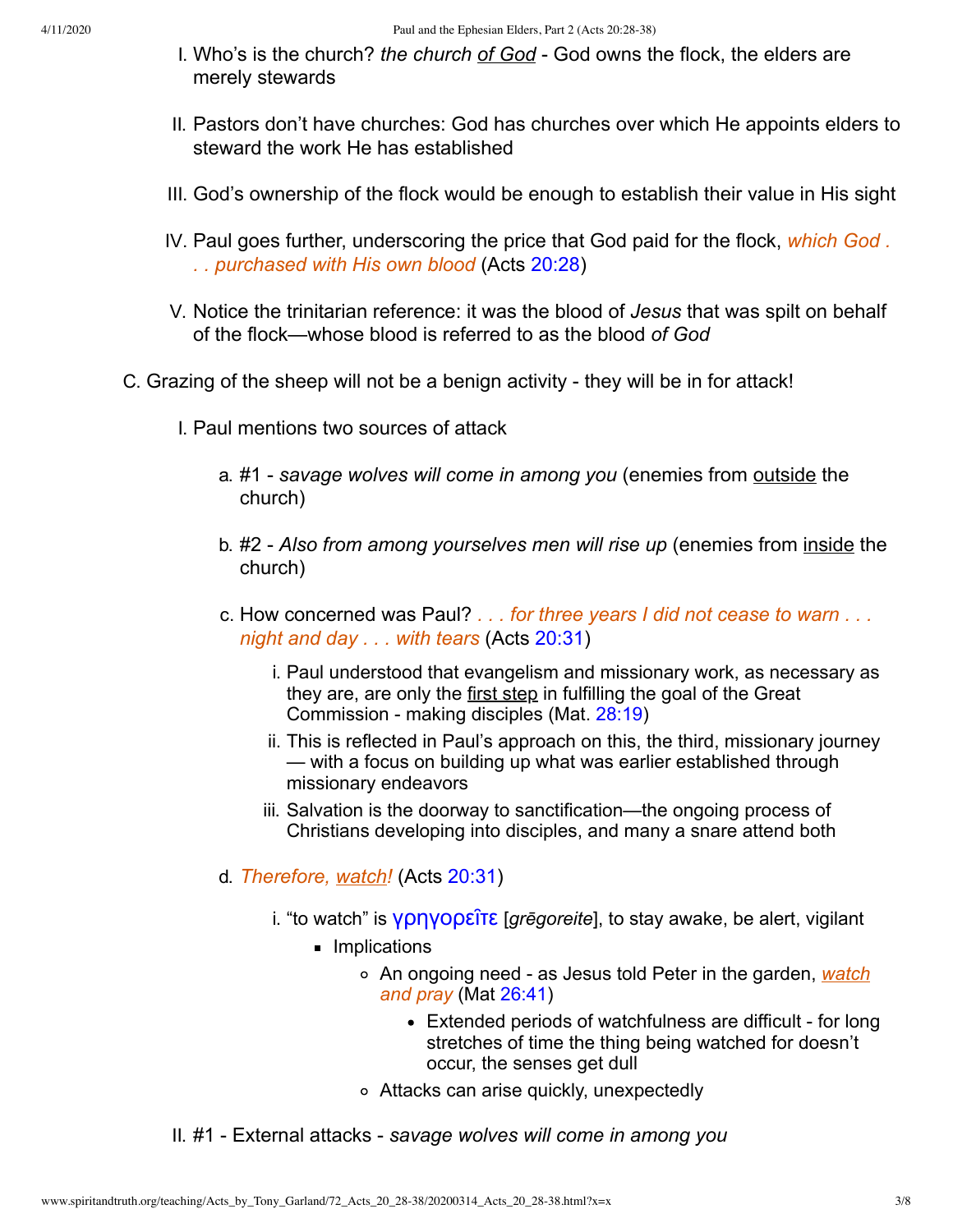I. Who's is the church? *the church of God* - God owns the flock, the elders are merely stewards

II. Pastors don't have churches: God has churches over which He appoints elders to steward the work He has established

III. God's ownership of the flock would be enough to establish their value in His sight

IV. Paul goes further, underscoring the price that God paid for the flock, *which God . . . purchased with His own blood* (Acts 20:28)

V. Notice the trinitarian reference: it was the blood of *Jesus* that was spilt on behalf of the flock—whose blood is referred to as the blood *of God*

C. Grazing of the sheep will not be a benign activity - they will be in for attack!

   I. Paul mentions two sources of attack

      a. #1 - *savage wolves will come in among you* (enemies from outside the church)

      b. #2 - *Also from among yourselves men will rise up* (enemies from inside the church)

      c. How concerned was Paul? *. . . for three years I did not cease to warn . . . night and day . . . with tears* (Acts 20:31)

         i. Paul understood that evangelism and missionary work, as necessary as they are, are only the first step in fulfilling the goal of the Great Commission - making disciples (Mat. 28:19)
         ii. This is reflected in Paul's approach on this, the third, missionary journey — with a focus on building up what was earlier established through missionary endeavors
         iii. Salvation is the doorway to sanctification—the ongoing process of Christians developing into disciples, and many a snare attend both

      d. *Therefore, watch!* (Acts 20:31)

         i. "to watch" is γρηγορεῖτε [*grēgoreite*], to stay awake, be alert, vigilant
            - Implications
               - An ongoing need - as Jesus told Peter in the garden, *watch and pray* (Mat 26:41)
                  - Extended periods of watchfulness are difficult - for long stretches of time the thing being watched for doesn't occur, the senses get dull
               - Attacks can arise quickly, unexpectedly

   II. #1 - External attacks - *savage wolves will come in among you*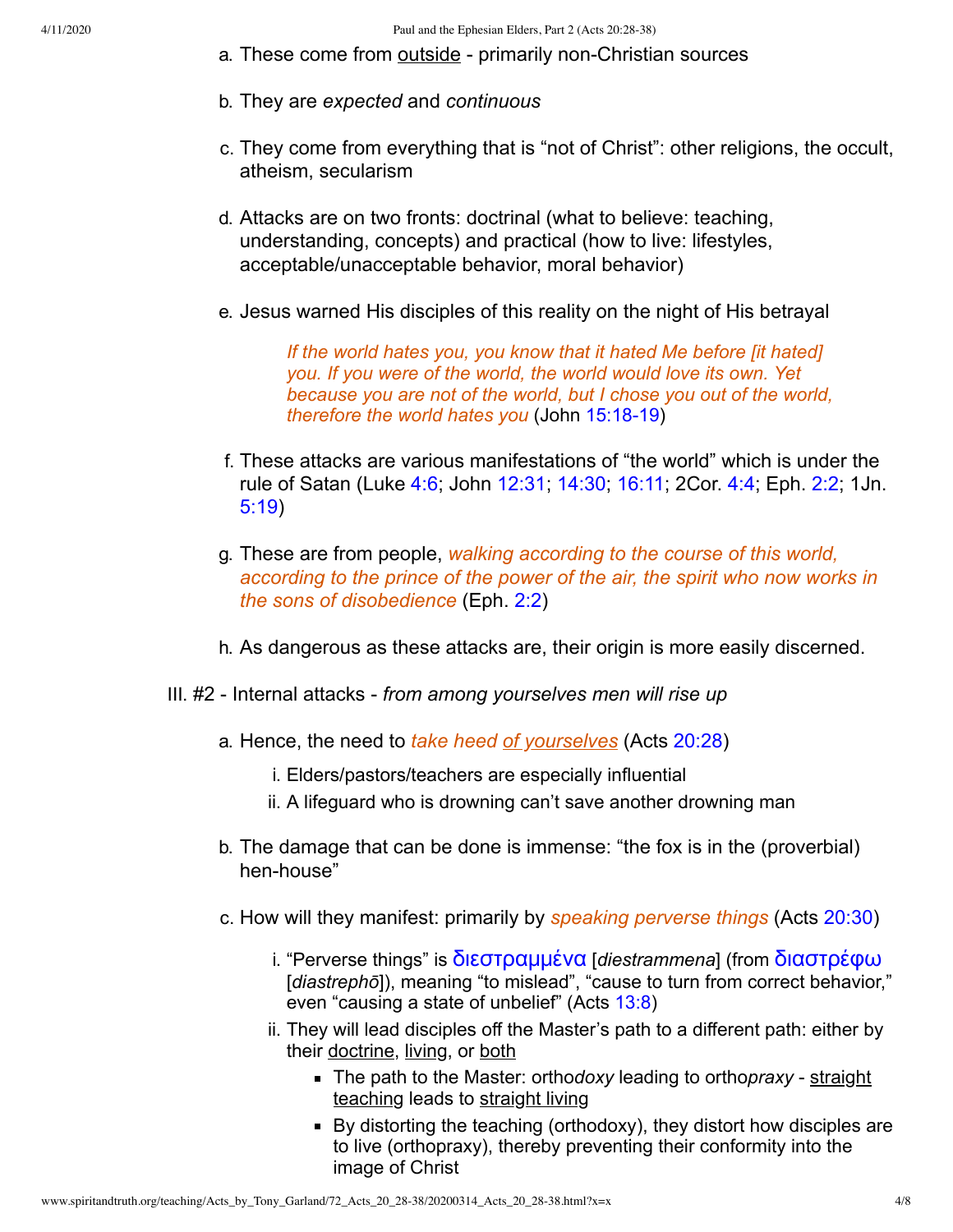a. These come from <u>outside</u> - primarily non-Christian sources

b. They are *expected* and *continuous*

c. They come from everything that is "not of Christ": other religions, the occult, atheism, secularism

d. Attacks are on two fronts: doctrinal (what to believe: teaching, understanding, concepts) and practical (how to live: lifestyles, acceptable/unacceptable behavior, moral behavior)

e. Jesus warned His disciples of this reality on the night of His betrayal

> *If the world hates you, you know that it hated Me before [it hated] you. If you were of the world, the world would love its own. Yet because you are not of the world, but I chose you out of the world, therefore the world hates you* (John 15:18-19)

f. These attacks are various manifestations of "the world" which is under the rule of Satan (Luke 4:6; John 12:31; 14:30; 16:11; 2Cor. 4:4; Eph. 2:2; 1Jn. 5:19)

g. These are from people, *walking according to the course of this world, according to the prince of the power of the air, the spirit who now works in the sons of disobedience* (Eph. 2:2)

h. As dangerous as these attacks are, their origin is more easily discerned.

III. #2 - Internal attacks - *from among yourselves men will rise up*

a. Hence, the need to *take heed <u>of yourselves</u>* (Acts 20:28)

   i. Elders/pastors/teachers are especially influential
   ii. A lifeguard who is drowning can't save another drowning man

b. The damage that can be done is immense: "the fox is in the (proverbial) hen-house"

c. How will they manifest: primarily by *speaking perverse things* (Acts 20:30)

   i. "Perverse things" is διεστραμμένα [*diestrammena*] (from διαστρέφω [*diastrephō*]), meaning "to mislead", "cause to turn from correct behavior," even "causing a state of unbelief" (Acts 13:8)
   ii. They will lead disciples off the Master's path to a different path: either by their <u>doctrine</u>, <u>living</u>, or <u>both</u>
      - The path to the Master: ortho*doxy* leading to ortho*praxy* - <u>straight teaching</u> leads to <u>straight living</u>
      - By distorting the teaching (orthodoxy), they distort how disciples are to live (orthopraxy), thereby preventing their conformity into the image of Christ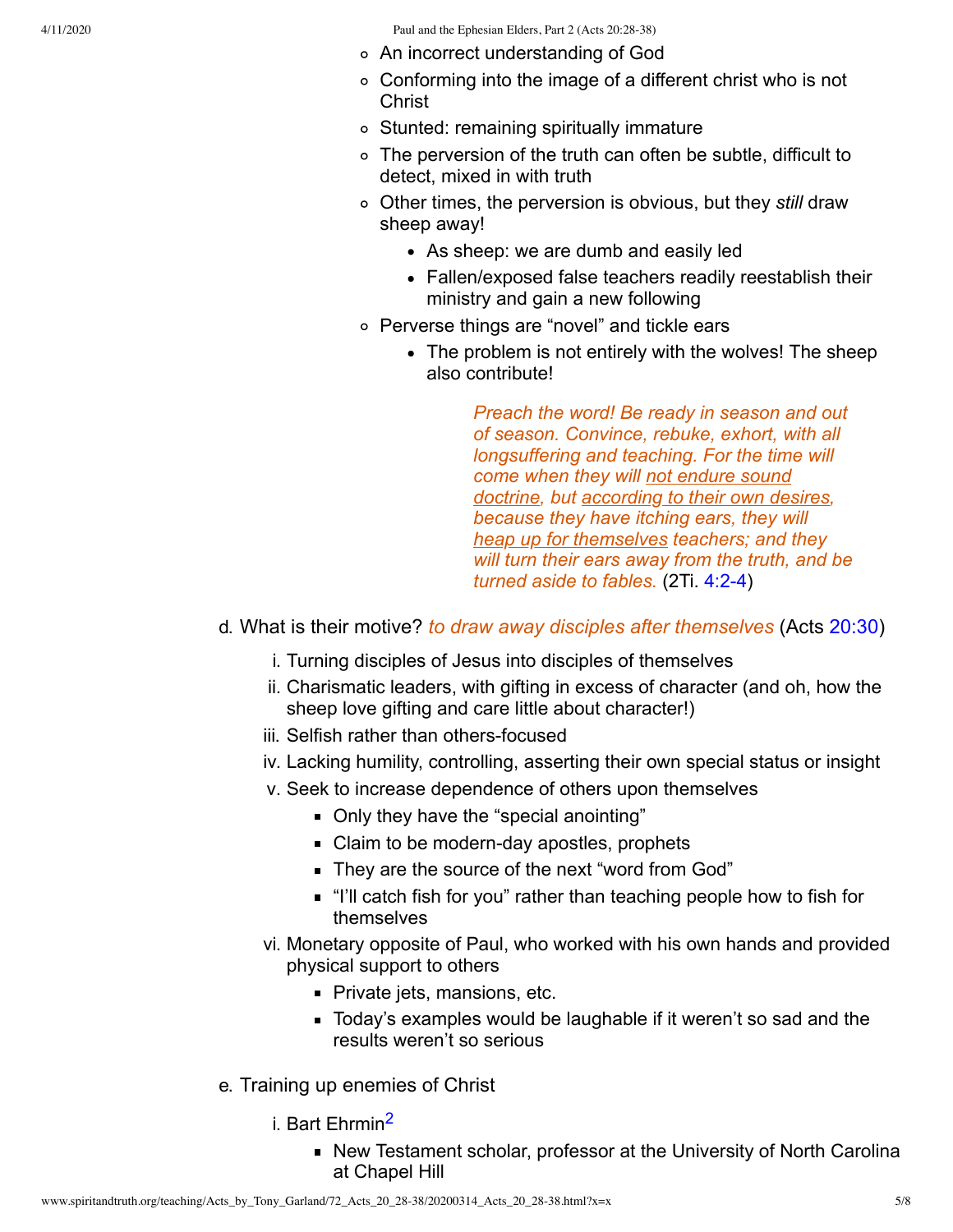- An incorrect understanding of God
- Conforming into the image of a different christ who is not Christ
- Stunted: remaining spiritually immature
- The perversion of the truth can often be subtle, difficult to detect, mixed in with truth
- Other times, the perversion is obvious, but they *still* draw sheep away!
    - As sheep: we are dumb and easily led
    - Fallen/exposed false teachers readily reestablish their ministry and gain a new following
- Perverse things are "novel" and tickle ears
    - The problem is not entirely with the wolves! The sheep also contribute!

> *Preach the word! Be ready in season and out of season. Convince, rebuke, exhort, with all longsuffering and teaching. For the time will come when they will <u>not endure sound doctrine</u>, but <u>according to their own desires</u>, because they have itching ears, they will <u>heap up for themselves</u> teachers; and they will turn their ears away from the truth, and be turned aside to fables.* (2Ti. 4:2-4)

d. What is their motive? *to draw away disciples after themselves* (Acts 20:30)

i. Turning disciples of Jesus into disciples of themselves
ii. Charismatic leaders, with gifting in excess of character (and oh, how the sheep love gifting and care little about character!)
iii. Selfish rather than others-focused
iv. Lacking humility, controlling, asserting their own special status or insight
v. Seek to increase dependence of others upon themselves
    - Only they have the "special anointing"
    - Claim to be modern-day apostles, prophets
    - They are the source of the next "word from God"
    - "I'll catch fish for you" rather than teaching people how to fish for themselves
vi. Monetary opposite of Paul, who worked with his own hands and provided physical support to others
    - Private jets, mansions, etc.
    - Today's examples would be laughable if it weren't so sad and the results weren't so serious

e. Training up enemies of Christ

i. Bart Ehrmin[2]
    - New Testament scholar, professor at the University of North Carolina at Chapel Hill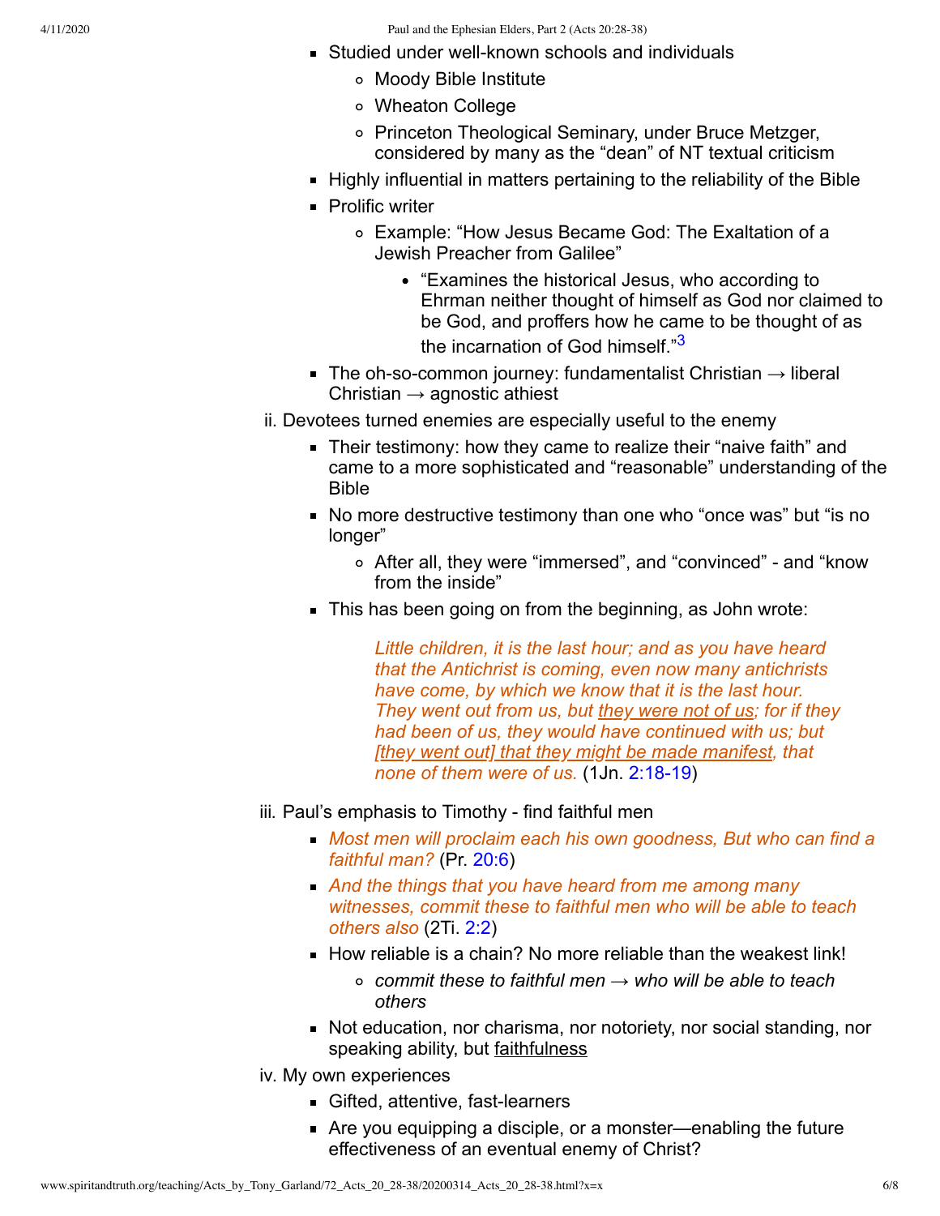- Studied under well-known schools and individuals
    - Moody Bible Institute
    - Wheaton College
    - Princeton Theological Seminary, under Bruce Metzger, considered by many as the "dean" of NT textual criticism
- Highly influential in matters pertaining to the reliability of the Bible
- Prolific writer
    - Example: "How Jesus Became God: The Exaltation of a Jewish Preacher from Galilee"
        - "Examines the historical Jesus, who according to Ehrman neither thought of himself as God nor claimed to be God, and proffers how he came to be thought of as the incarnation of God himself."[3]
- The oh-so-common journey: fundamentalist Christian → liberal Christian → agnostic athiest

ii. Devotees turned enemies are especially useful to the enemy

- Their testimony: how they came to realize their "naive faith" and came to a more sophisticated and "reasonable" understanding of the Bible
- No more destructive testimony than one who "once was" but "is no longer"
    - After all, they were "immersed", and "convinced" - and "know from the inside"
- This has been going on from the beginning, as John wrote:

> *Little children, it is the last hour; and as you have heard that the Antichrist is coming, even now many antichrists have come, by which we know that it is the last hour. They went out from us, but <u>they were not of us</u>; for if they had been of us, they would have continued with us; but <u>[they went out] that they might be made manifest</u>, that none of them were of us.* (1Jn. 2:18-19)

iii. Paul's emphasis to Timothy - find faithful men

- *Most men will proclaim each his own goodness, But who can find a faithful man?* (Pr. 20:6)
- *And the things that you have heard from me among many witnesses, commit these to faithful men who will be able to teach others also* (2Ti. 2:2)
- How reliable is a chain? No more reliable than the weakest link!
    - *commit these to faithful men → who will be able to teach others*
- Not education, nor charisma, nor notoriety, nor social standing, nor speaking ability, but <u>faithfulness</u>

iv. My own experiences

- Gifted, attentive, fast-learners
- Are you equipping a disciple, or a monster—enabling the future effectiveness of an eventual enemy of Christ?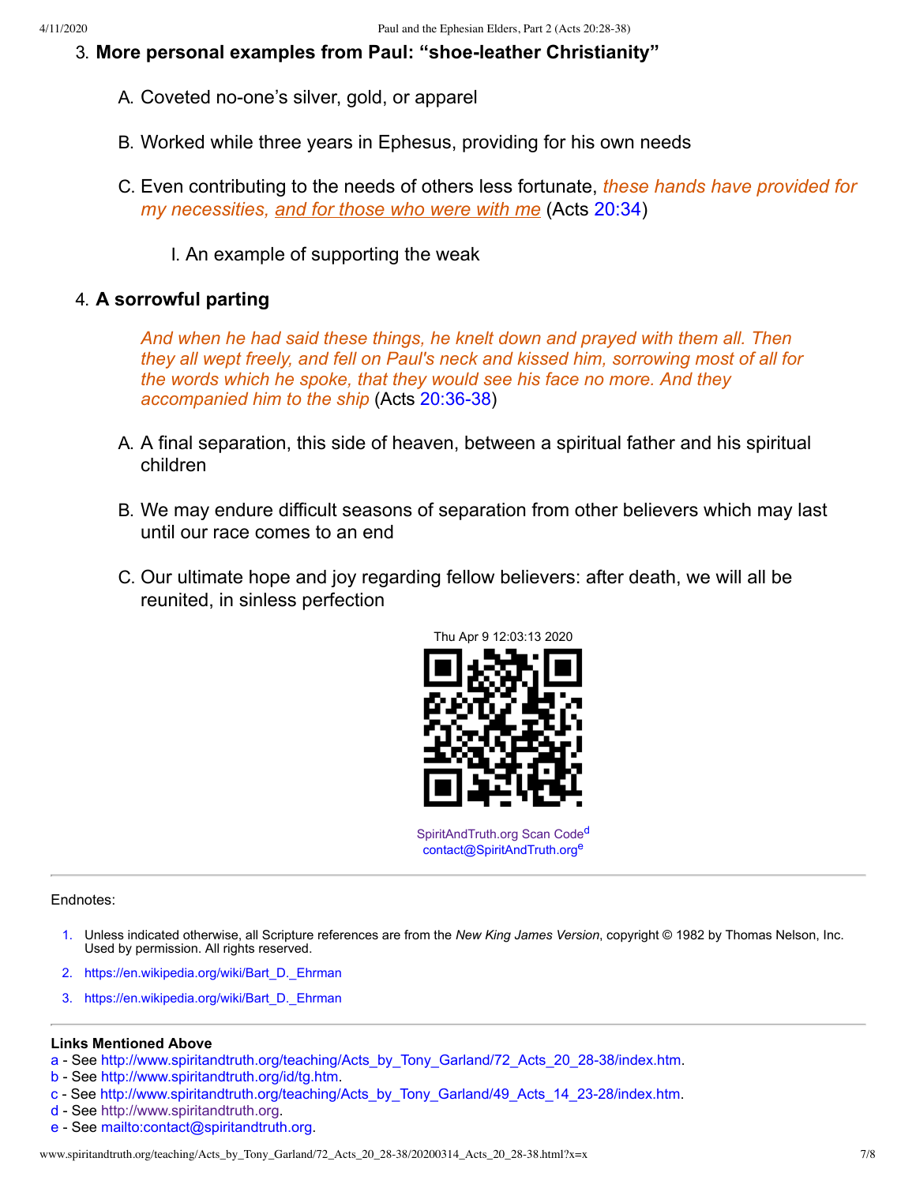3. **More personal examples from Paul: "shoe-leather Christianity"**

    A. Coveted no-one's silver, gold, or apparel

    B. Worked while three years in Ephesus, providing for his own needs

    C. Even contributing to the needs of others less fortunate, *these hands have provided for my necessities, and for those who were with me* (Acts 20:34)

        I. An example of supporting the weak

4. **A sorrowful parting**

    *And when he had said these things, he knelt down and prayed with them all. Then they all wept freely, and fell on Paul's neck and kissed him, sorrowing most of all for the words which he spoke, that they would see his face no more. And they accompanied him to the ship* (Acts 20:36-38)

    A. A final separation, this side of heaven, between a spiritual father and his spiritual children

    B. We may endure difficult seasons of separation from other believers which may last until our race comes to an end

    C. Our ultimate hope and joy regarding fellow believers: after death, we will all be reunited, in sinless perfection

Thu Apr 9 12:03:13 2020

SpiritAndTruth.org Scan Code[d]
contact@SpiritAndTruth.org[e]

---

Endnotes:

1. Unless indicated otherwise, all Scripture references are from the *New King James Version*, copyright © 1982 by Thomas Nelson, Inc. Used by permission. All rights reserved.
2. https://en.wikipedia.org/wiki/Bart_D._Ehrman
3. https://en.wikipedia.org/wiki/Bart_D._Ehrman

---

**Links Mentioned Above**

a - See http://www.spiritandtruth.org/teaching/Acts_by_Tony_Garland/72_Acts_20_28-38/index.htm.
b - See http://www.spiritandtruth.org/id/tg.htm.
c - See http://www.spiritandtruth.org/teaching/Acts_by_Tony_Garland/49_Acts_14_23-28/index.htm.
d - See http://www.spiritandtruth.org.
e - See mailto:contact@spiritandtruth.org.